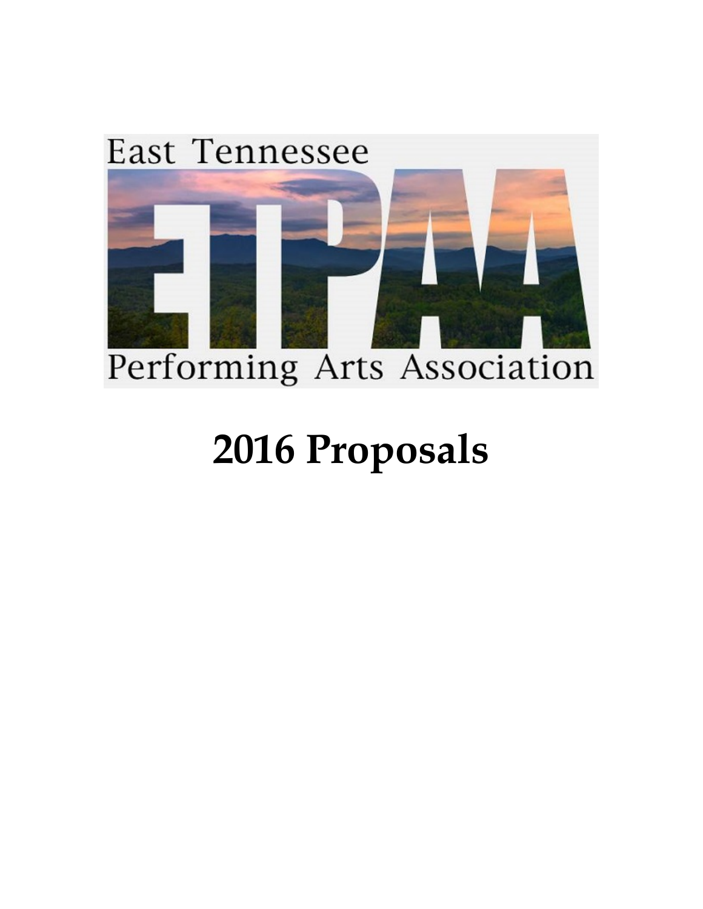East Tennessee

ETPAA

Performing Arts Association

# 2016 Proposals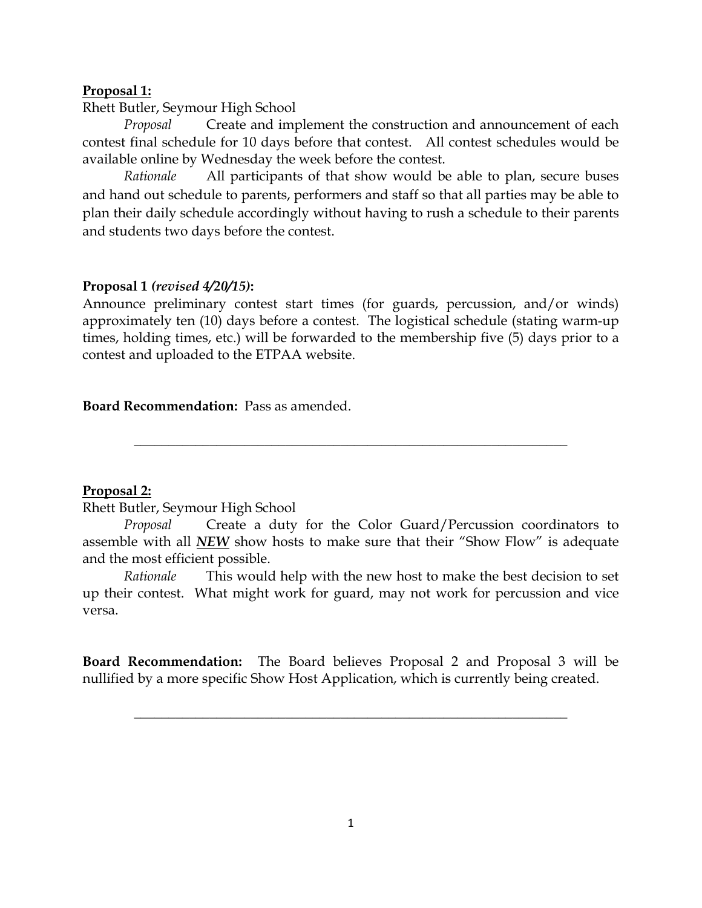**Proposal 1:**

Rhett Butler, Seymour High School

*Proposal* Create and implement the construction and announcement of each contest final schedule for 10 days before that contest. All contest schedules would be available online by Wednesday the week before the contest.

*Rationale* All participants of that show would be able to plan, secure buses and hand out schedule to parents, performers and staff so that all parties may be able to plan their daily schedule accordingly without having to rush a schedule to their parents and students two days before the contest.

**Proposal 1 *(revised 4/20/15)*:**

Announce preliminary contest start times (for guards, percussion, and/or winds) approximately ten (10) days before a contest. The logistical schedule (stating warm-up times, holding times, etc.) will be forwarded to the membership five (5) days prior to a contest and uploaded to the ETPAA website.

**Board Recommendation:** Pass as amended.

---

**Proposal 2:**

Rhett Butler, Seymour High School

*Proposal* Create a duty for the Color Guard/Percussion coordinators to assemble with all ***NEW*** show hosts to make sure that their "Show Flow" is adequate and the most efficient possible.

*Rationale* This would help with the new host to make the best decision to set up their contest. What might work for guard, may not work for percussion and vice versa.

**Board Recommendation:** The Board believes Proposal 2 and Proposal 3 will be nullified by a more specific Show Host Application, which is currently being created.

---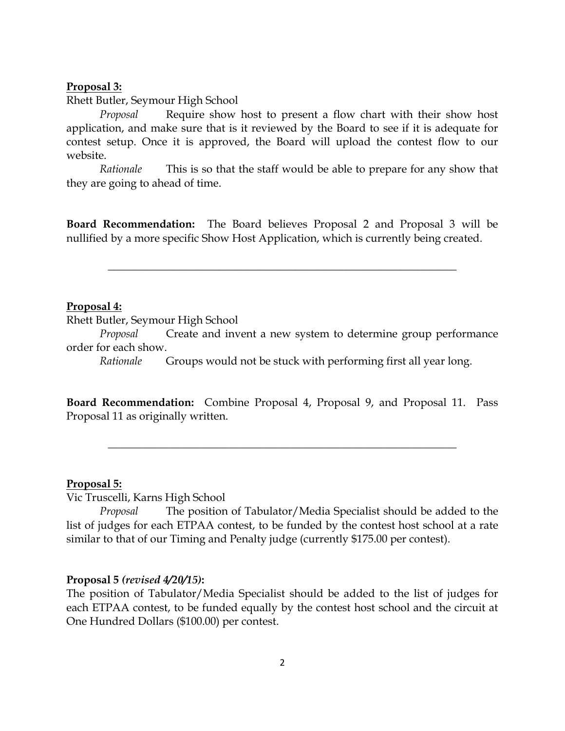**Proposal 3:**

Rhett Butler, Seymour High School

*Proposal* Require show host to present a flow chart with their show host application, and make sure that is it reviewed by the Board to see if it is adequate for contest setup. Once it is approved, the Board will upload the contest flow to our website.

*Rationale* This is so that the staff would be able to prepare for any show that they are going to ahead of time.

**Board Recommendation:** The Board believes Proposal 2 and Proposal 3 will be nullified by a more specific Show Host Application, which is currently being created.

---

**Proposal 4:**

Rhett Butler, Seymour High School

*Proposal* Create and invent a new system to determine group performance order for each show.

*Rationale* Groups would not be stuck with performing first all year long.

**Board Recommendation:** Combine Proposal 4, Proposal 9, and Proposal 11. Pass Proposal 11 as originally written.

---

**Proposal 5:**

Vic Truscelli, Karns High School

*Proposal* The position of Tabulator/Media Specialist should be added to the list of judges for each ETPAA contest, to be funded by the contest host school at a rate similar to that of our Timing and Penalty judge (currently $175.00 per contest).

**Proposal 5 *(revised 4/20/15)*:**

The position of Tabulator/Media Specialist should be added to the list of judges for each ETPAA contest, to be funded equally by the contest host school and the circuit at One Hundred Dollars ($100.00) per contest.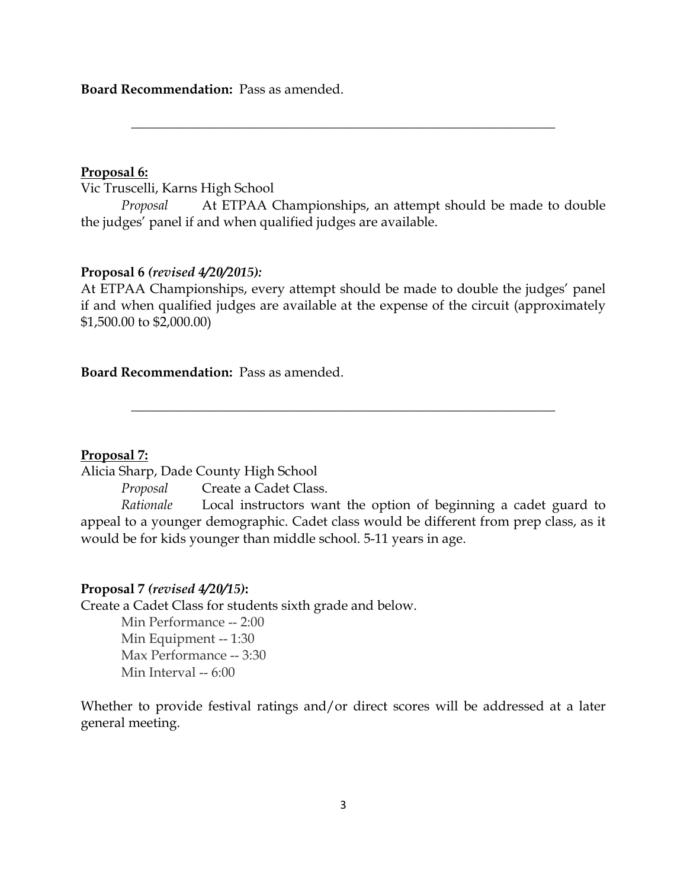**Board Recommendation:** Pass as amended.

---

**Proposal 6:**

Vic Truscelli, Karns High School

*Proposal* At ETPAA Championships, an attempt should be made to double the judges' panel if and when qualified judges are available.

**Proposal 6** ***(revised 4/20/2015):***

At ETPAA Championships, every attempt should be made to double the judges' panel if and when qualified judges are available at the expense of the circuit (approximately $1,500.00 to $2,000.00)

**Board Recommendation:** Pass as amended.

---

**Proposal 7:**

Alicia Sharp, Dade County High School

*Proposal* Create a Cadet Class.

*Rationale* Local instructors want the option of beginning a cadet guard to appeal to a younger demographic. Cadet class would be different from prep class, as it would be for kids younger than middle school. 5-11 years in age.

**Proposal 7** ***(revised 4/20/15)*****:**

Create a Cadet Class for students sixth grade and below.

Min Performance -- 2:00
Min Equipment -- 1:30
Max Performance -- 3:30
Min Interval -- 6:00

Whether to provide festival ratings and/or direct scores will be addressed at a later general meeting.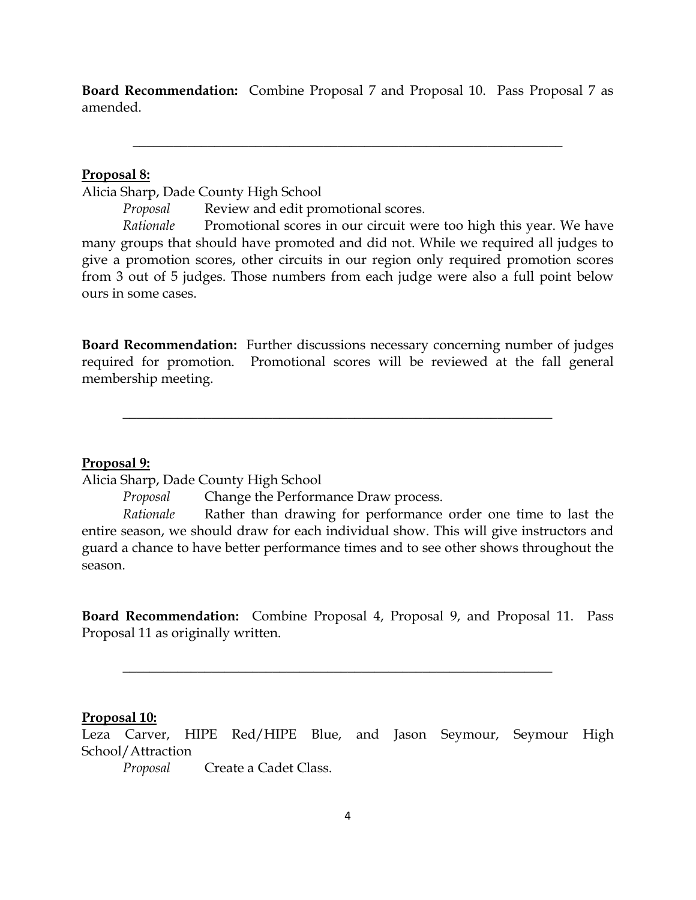**Board Recommendation:** Combine Proposal 7 and Proposal 10. Pass Proposal 7 as amended.

---

**Proposal 8:**

Alicia Sharp, Dade County High School

*Proposal* Review and edit promotional scores.

*Rationale* Promotional scores in our circuit were too high this year. We have many groups that should have promoted and did not. While we required all judges to give a promotion scores, other circuits in our region only required promotion scores from 3 out of 5 judges. Those numbers from each judge were also a full point below ours in some cases.

**Board Recommendation:** Further discussions necessary concerning number of judges required for promotion. Promotional scores will be reviewed at the fall general membership meeting.

---

**Proposal 9:**

Alicia Sharp, Dade County High School

*Proposal* Change the Performance Draw process.

*Rationale* Rather than drawing for performance order one time to last the entire season, we should draw for each individual show. This will give instructors and guard a chance to have better performance times and to see other shows throughout the season.

**Board Recommendation:** Combine Proposal 4, Proposal 9, and Proposal 11. Pass Proposal 11 as originally written.

---

**Proposal 10:**

Leza Carver, HIPE Red/HIPE Blue, and Jason Seymour, Seymour High School/Attraction

*Proposal* Create a Cadet Class.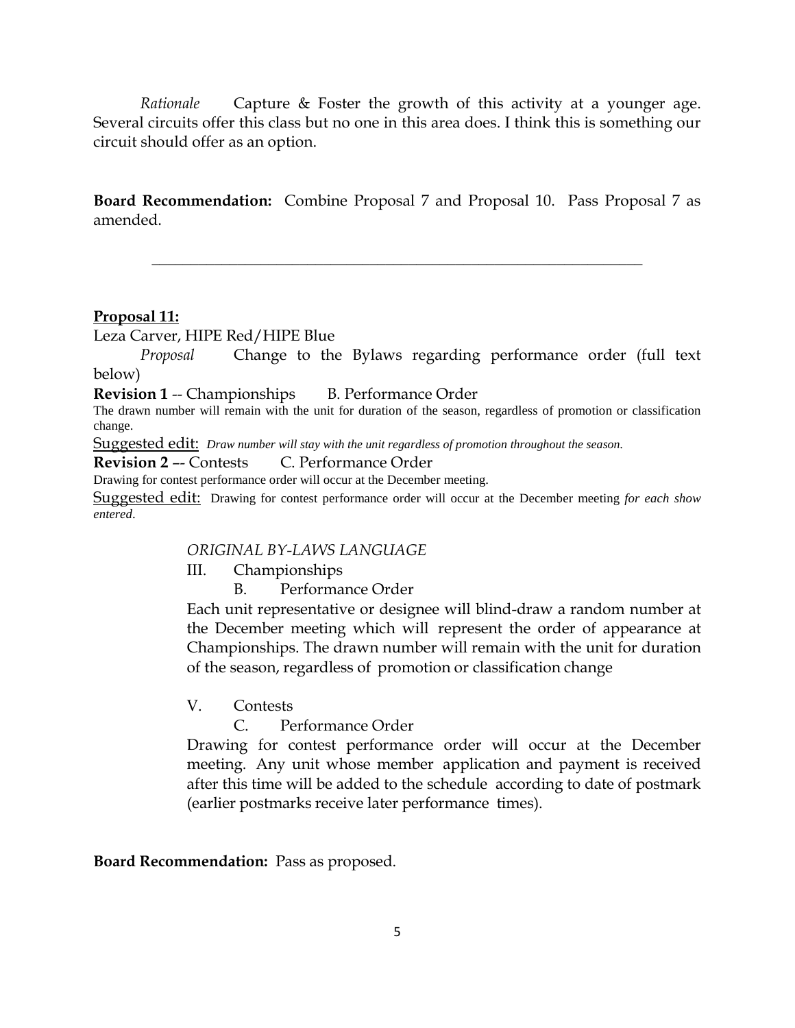*Rationale* Capture & Foster the growth of this activity at a younger age. Several circuits offer this class but no one in this area does. I think this is something our circuit should offer as an option.

**Board Recommendation:** Combine Proposal 7 and Proposal 10. Pass Proposal 7 as amended.

---

**Proposal 11:**

Leza Carver, HIPE Red/HIPE Blue

*Proposal* Change to the Bylaws regarding performance order (full text below)

**Revision 1** -- Championships B. Performance Order

The drawn number will remain with the unit for duration of the season, regardless of promotion or classification change.

Suggested edit: *Draw number will stay with the unit regardless of promotion throughout the season.*

**Revision 2** –- Contests C. Performance Order

Drawing for contest performance order will occur at the December meeting.

Suggested edit: Drawing for contest performance order will occur at the December meeting *for each show entered*.

*ORIGINAL BY-LAWS LANGUAGE*

III. Championships

B. Performance Order

Each unit representative or designee will blind-draw a random number at the December meeting which will represent the order of appearance at Championships. The drawn number will remain with the unit for duration of the season, regardless of promotion or classification change

V. Contests

C. Performance Order

Drawing for contest performance order will occur at the December meeting. Any unit whose member application and payment is received after this time will be added to the schedule according to date of postmark (earlier postmarks receive later performance times).

**Board Recommendation:** Pass as proposed.